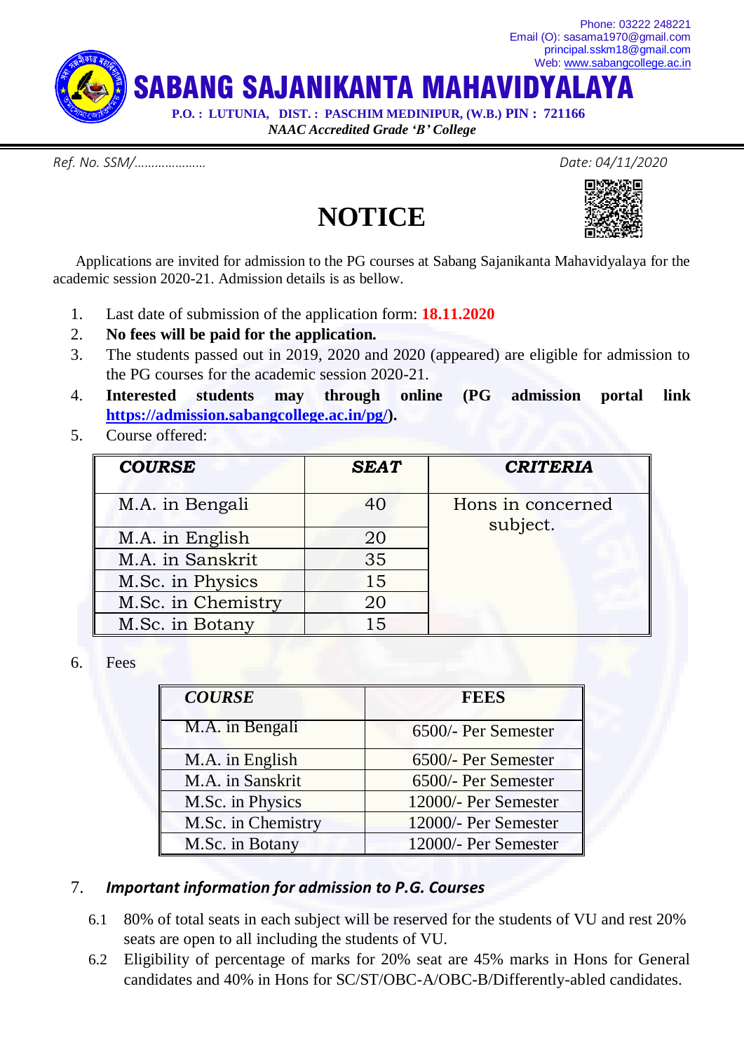Phone: 03222 248221
Email (O): sasama1970@gmail.com
principal.sskm18@gmail.com
Web: www.sabangcollege.ac.in

# SABANG SAJANIKANTA MAHAVIDYALAYA

**P.O. : LUTUNIA, DIST. : PASCHIM MEDINIPUR, (W.B.) PIN : 721166**

*NAAC Accredited Grade 'B' College*

*Ref. No. SSM/…………………* *Date: 04/11/2020*

# NOTICE

Applications are invited for admission to the PG courses at Sabang Sajanikanta Mahavidyalaya for the academic session 2020-21. Admission details is as bellow.

1. Last date of submission of the application form: **18.11.2020**
2. **No fees will be paid for the application.**
3. The students passed out in 2019, 2020 and 2020 (appeared) are eligible for admission to the PG courses for the academic session 2020-21.
4. **Interested students may through online (PG admission portal link https://admission.sabangcollege.ac.in/pg/).**
5. Course offered:

| *COURSE* | *SEAT* | *CRITERIA* |
|---|---|---|
| M.A. in Bengali | 40 | Hons in concerned subject. |
| M.A. in English | 20 | |
| M.A. in Sanskrit | 35 | |
| M.Sc. in Physics | 15 | |
| M.Sc. in Chemistry | 20 | |
| M.Sc. in Botany | 15 | |

6. Fees

| *COURSE* | FEES |
|---|---|
| M.A. in Bengali | 6500/- Per Semester |
| M.A. in English | 6500/- Per Semester |
| M.A. in Sanskrit | 6500/- Per Semester |
| M.Sc. in Physics | 12000/- Per Semester |
| M.Sc. in Chemistry | 12000/- Per Semester |
| M.Sc. in Botany | 12000/- Per Semester |

7. ***Important information for admission to P.G. Courses***

6.1 80% of total seats in each subject will be reserved for the students of VU and rest 20% seats are open to all including the students of VU.

6.2 Eligibility of percentage of marks for 20% seat are 45% marks in Hons for General candidates and 40% in Hons for SC/ST/OBC-A/OBC-B/Differently-abled candidates.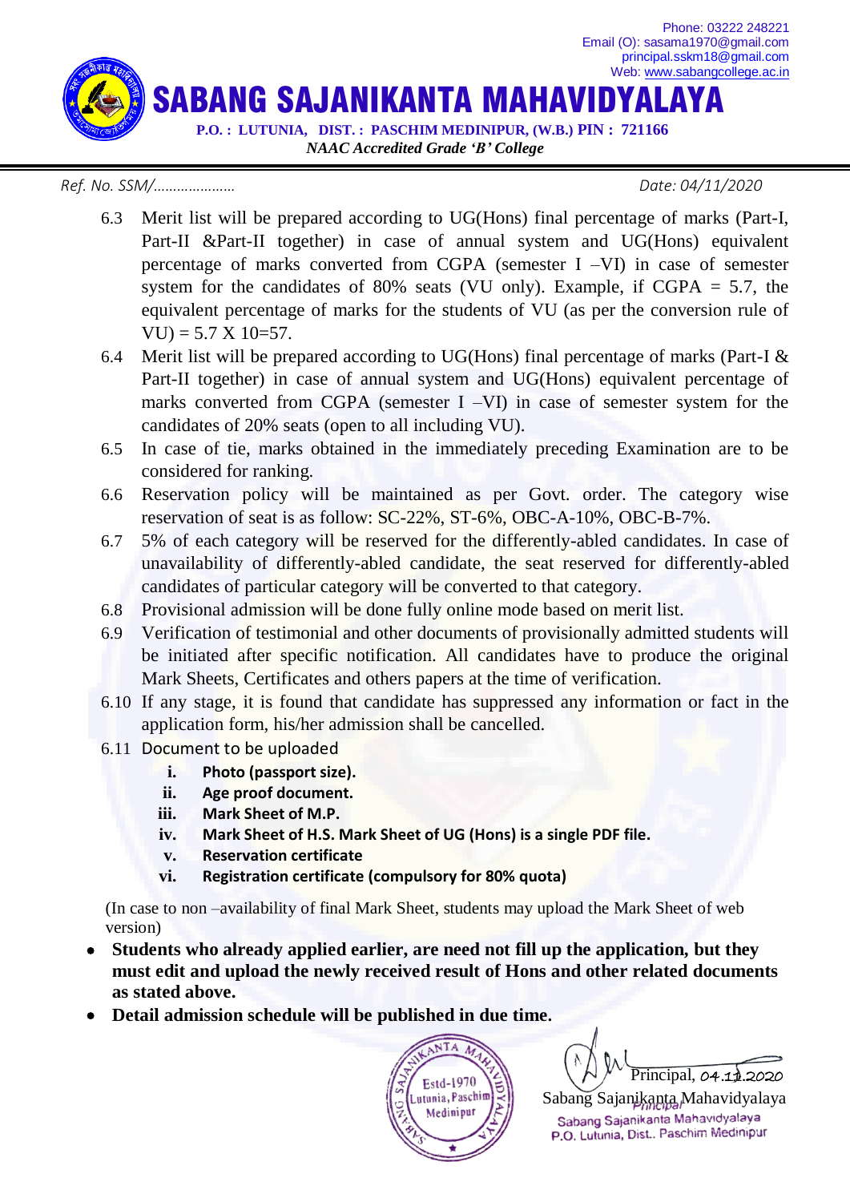Phone: 03222 248221
Email (O): sasama1970@gmail.com
principal.sskm18@gmail.com
Web: www.sabangcollege.ac.in

# SABANG SAJANIKANTA MAHAVIDYALAYA

**P.O. : LUTUNIA, DIST. : PASCHIM MEDINIPUR, (W.B.) PIN : 721166**

***NAAC Accredited Grade 'B' College***

*Ref. No. SSM/…………………* *Date: 04/11/2020*

6.3 Merit list will be prepared according to UG(Hons) final percentage of marks (Part-I, Part-II &Part-II together) in case of annual system and UG(Hons) equivalent percentage of marks converted from CGPA (semester I –VI) in case of semester system for the candidates of 80% seats (VU only). Example, if CGPA = 5.7, the equivalent percentage of marks for the students of VU (as per the conversion rule of VU) = 5.7 X 10=57.

6.4 Merit list will be prepared according to UG(Hons) final percentage of marks (Part-I & Part-II together) in case of annual system and UG(Hons) equivalent percentage of marks converted from CGPA (semester I –VI) in case of semester system for the candidates of 20% seats (open to all including VU).

6.5 In case of tie, marks obtained in the immediately preceding Examination are to be considered for ranking.

6.6 Reservation policy will be maintained as per Govt. order. The category wise reservation of seat is as follow: SC-22%, ST-6%, OBC-A-10%, OBC-B-7%.

6.7 5% of each category will be reserved for the differently-abled candidates. In case of unavailability of differently-abled candidate, the seat reserved for differently-abled candidates of particular category will be converted to that category.

6.8 Provisional admission will be done fully online mode based on merit list.

6.9 Verification of testimonial and other documents of provisionally admitted students will be initiated after specific notification. All candidates have to produce the original Mark Sheets, Certificates and others papers at the time of verification.

6.10 If any stage, it is found that candidate has suppressed any information or fact in the application form, his/her admission shall be cancelled.

6.11 Document to be uploaded

i. **Photo (passport size).**
ii. **Age proof document.**
iii. **Mark Sheet of M.P.**
iv. **Mark Sheet of H.S. Mark Sheet of UG (Hons) is a single PDF file.**
v. **Reservation certificate**
vi. **Registration certificate (compulsory for 80% quota)**

(In case to non –availability of final Mark Sheet, students may upload the Mark Sheet of web version)

- **Students who already applied earlier, are need not fill up the application, but they must edit and upload the newly received result of Hons and other related documents as stated above.**
- **Detail admission schedule will be published in due time.**

Principal, 04.11.2020
Sabang Sajanikanta Mahavidyalaya

Principal
Sabang Sajanikanta Mahavidyalaya
P.O. Lutunia, Dist.. Paschim Medinipur